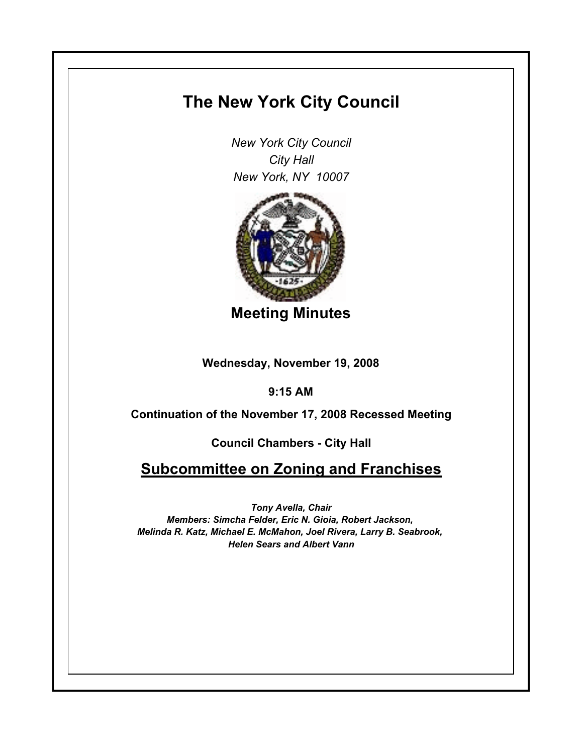# The New York City Council

*New York City Council*
*City Hall*
*New York, NY 10007*

## Meeting Minutes

**Wednesday, November 19, 2008**

**9:15 AM**

**Continuation of the November 17, 2008 Recessed Meeting**

**Council Chambers - City Hall**

## Subcommittee on Zoning and Franchises

***Tony Avella, Chair***
***Members: Simcha Felder, Eric N. Gioia, Robert Jackson, Melinda R. Katz, Michael E. McMahon, Joel Rivera, Larry B. Seabrook, Helen Sears and Albert Vann***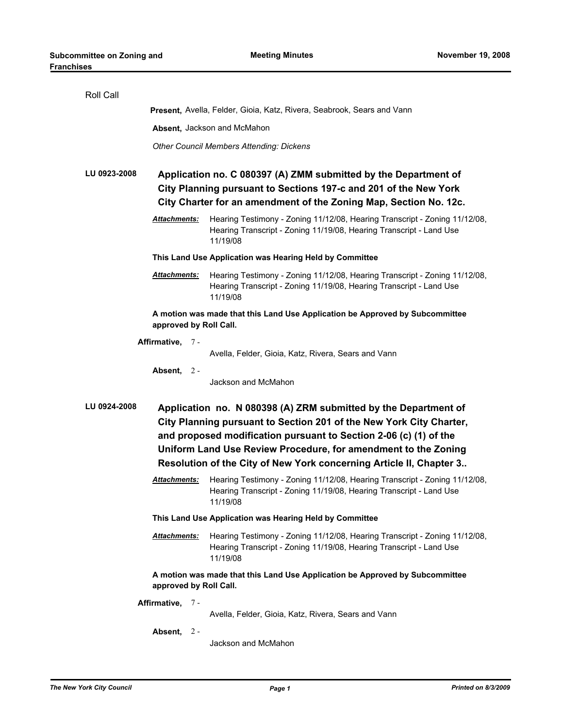Roll Call

**Present,** Avella, Felder, Gioia, Katz, Rivera, Seabrook, Sears and Vann

**Absent,** Jackson and McMahon

*Other Council Members Attending: Dickens*

## LU 0923-2008

**Application no. C 080397 (A) ZMM submitted by the Department of City Planning pursuant to Sections 197-c and 201 of the New York City Charter for an amendment of the Zoning Map, Section No. 12c.**

***Attachments:*** Hearing Testimony - Zoning 11/12/08, Hearing Transcript - Zoning 11/12/08, Hearing Transcript - Zoning 11/19/08, Hearing Transcript - Land Use 11/19/08

**This Land Use Application was Hearing Held by Committee**

***Attachments:*** Hearing Testimony - Zoning 11/12/08, Hearing Transcript - Zoning 11/12/08, Hearing Transcript - Zoning 11/19/08, Hearing Transcript - Land Use 11/19/08

**A motion was made that this Land Use Application be Approved by Subcommittee approved by Roll Call.**

**Affirmative,** 7 - Avella, Felder, Gioia, Katz, Rivera, Sears and Vann

**Absent,** 2 - Jackson and McMahon

## LU 0924-2008

**Application no. N 080398 (A) ZRM submitted by the Department of City Planning pursuant to Section 201 of the New York City Charter, and proposed modification pursuant to Section 2-06 (c) (1) of the Uniform Land Use Review Procedure, for amendment to the Zoning Resolution of the City of New York concerning Article II, Chapter 3..**

***Attachments:*** Hearing Testimony - Zoning 11/12/08, Hearing Transcript - Zoning 11/12/08, Hearing Transcript - Zoning 11/19/08, Hearing Transcript - Land Use 11/19/08

**This Land Use Application was Hearing Held by Committee**

***Attachments:*** Hearing Testimony - Zoning 11/12/08, Hearing Transcript - Zoning 11/12/08, Hearing Transcript - Zoning 11/19/08, Hearing Transcript - Land Use 11/19/08

**A motion was made that this Land Use Application be Approved by Subcommittee approved by Roll Call.**

**Affirmative,** 7 - Avella, Felder, Gioia, Katz, Rivera, Sears and Vann

**Absent,** 2 - Jackson and McMahon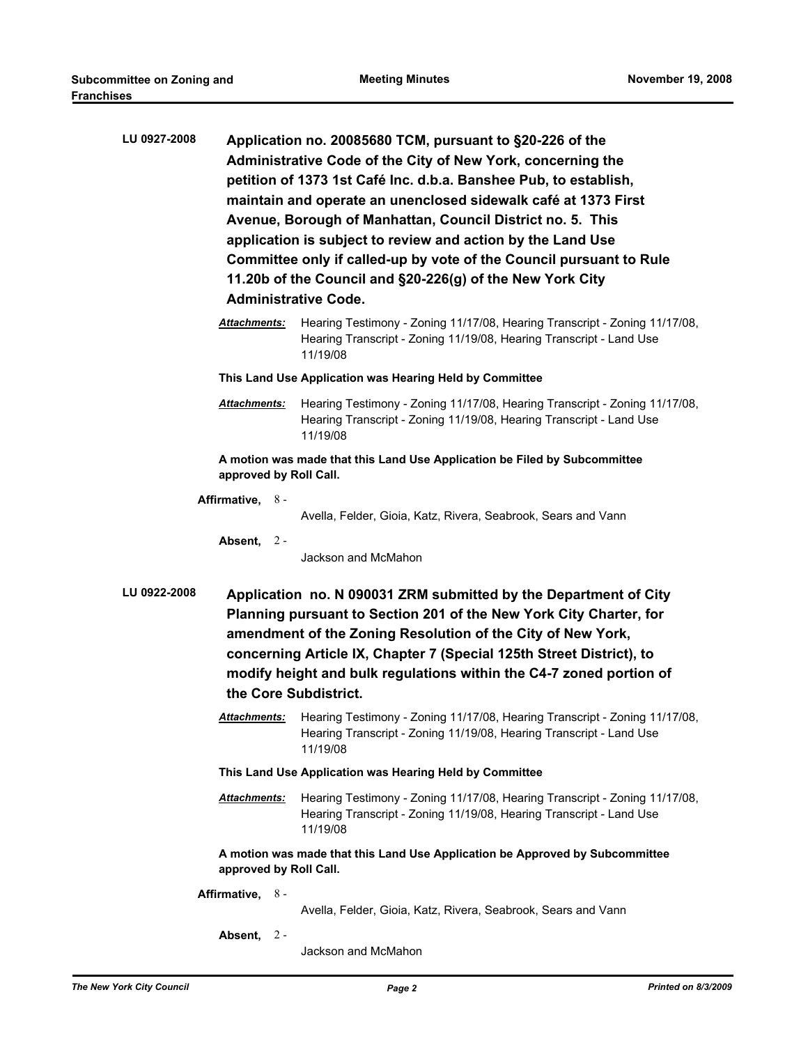**LU 0927-2008** **Application no. 20085680 TCM, pursuant to §20-226 of the Administrative Code of the City of New York, concerning the petition of 1373 1st Café Inc. d.b.a. Banshee Pub, to establish, maintain and operate an unenclosed sidewalk café at 1373 First Avenue, Borough of Manhattan, Council District no. 5. This application is subject to review and action by the Land Use Committee only if called-up by vote of the Council pursuant to Rule 11.20b of the Council and §20-226(g) of the New York City Administrative Code.**

***Attachments:*** Hearing Testimony - Zoning 11/17/08, Hearing Transcript - Zoning 11/17/08, Hearing Transcript - Zoning 11/19/08, Hearing Transcript - Land Use 11/19/08

**This Land Use Application was Hearing Held by Committee**

***Attachments:*** Hearing Testimony - Zoning 11/17/08, Hearing Transcript - Zoning 11/17/08, Hearing Transcript - Zoning 11/19/08, Hearing Transcript - Land Use 11/19/08

**A motion was made that this Land Use Application be Filed by Subcommittee approved by Roll Call.**

**Affirmative,** 8 - Avella, Felder, Gioia, Katz, Rivera, Seabrook, Sears and Vann

**Absent,** 2 - Jackson and McMahon

**LU 0922-2008** **Application no. N 090031 ZRM submitted by the Department of City Planning pursuant to Section 201 of the New York City Charter, for amendment of the Zoning Resolution of the City of New York, concerning Article IX, Chapter 7 (Special 125th Street District), to modify height and bulk regulations within the C4-7 zoned portion of the Core Subdistrict.**

***Attachments:*** Hearing Testimony - Zoning 11/17/08, Hearing Transcript - Zoning 11/17/08, Hearing Transcript - Zoning 11/19/08, Hearing Transcript - Land Use 11/19/08

**This Land Use Application was Hearing Held by Committee**

***Attachments:*** Hearing Testimony - Zoning 11/17/08, Hearing Transcript - Zoning 11/17/08, Hearing Transcript - Zoning 11/19/08, Hearing Transcript - Land Use 11/19/08

**A motion was made that this Land Use Application be Approved by Subcommittee approved by Roll Call.**

**Affirmative,** 8 - Avella, Felder, Gioia, Katz, Rivera, Seabrook, Sears and Vann

**Absent,** 2 - Jackson and McMahon